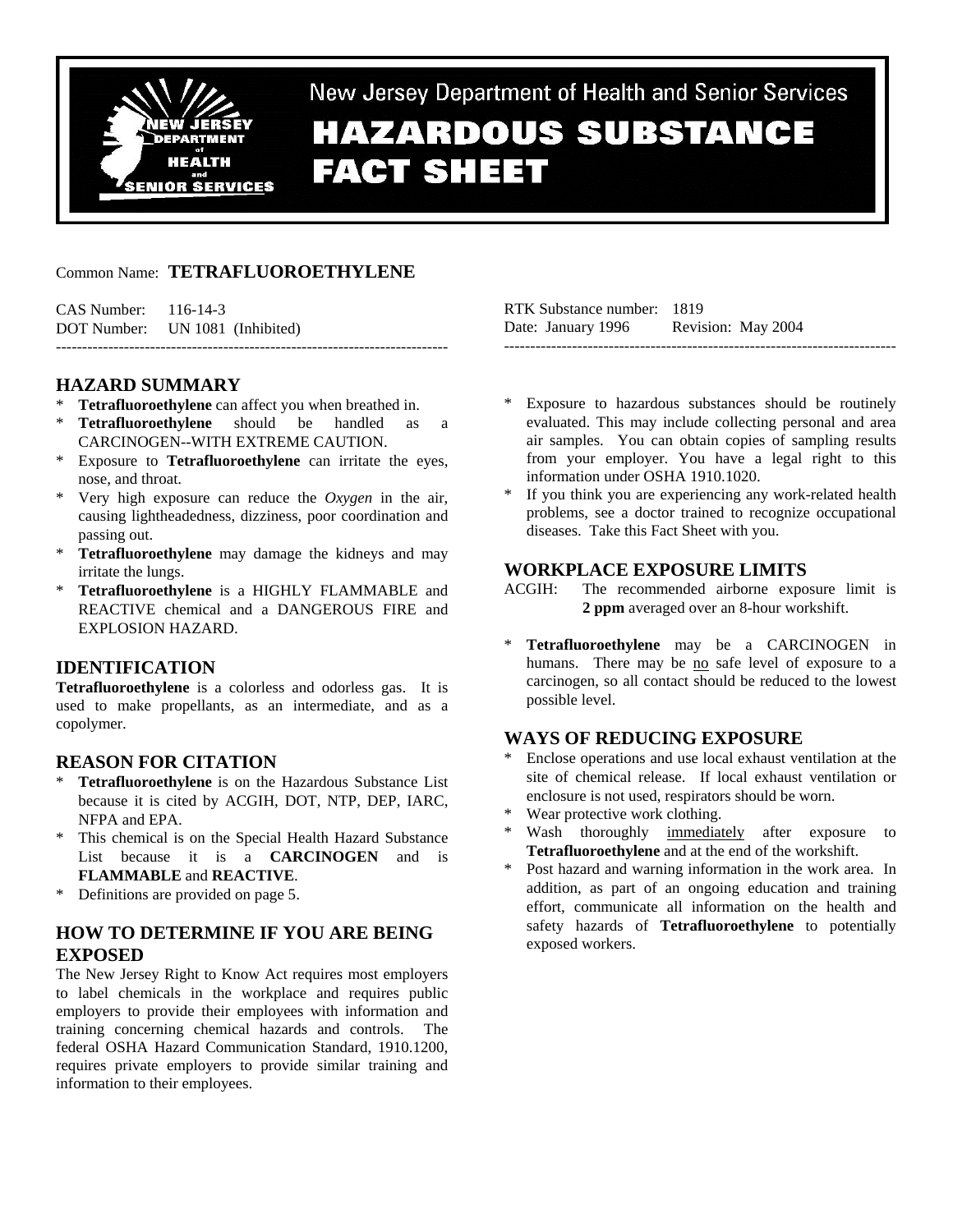# New Jersey Department of Health and Senior Services
# HAZARDOUS SUBSTANCE FACT SHEET

Common Name: **TETRAFLUOROETHYLENE**

CAS Number: 116-14-3
DOT Number: UN 1081 (Inhibited)

RTK Substance number: 1819
Date: January 1996 Revision: May 2004

---

## HAZARD SUMMARY

* **Tetrafluoroethylene** can affect you when breathed in.
* **Tetrafluoroethylene** should be handled as a CARCINOGEN--WITH EXTREME CAUTION.
* Exposure to **Tetrafluoroethylene** can irritate the eyes, nose, and throat.
* Very high exposure can reduce the *Oxygen* in the air, causing lightheadedness, dizziness, poor coordination and passing out.
* **Tetrafluoroethylene** may damage the kidneys and may irritate the lungs.
* **Tetrafluoroethylene** is a HIGHLY FLAMMABLE and REACTIVE chemical and a DANGEROUS FIRE and EXPLOSION HAZARD.

## IDENTIFICATION

**Tetrafluoroethylene** is a colorless and odorless gas. It is used to make propellants, as an intermediate, and as a copolymer.

## REASON FOR CITATION

* **Tetrafluoroethylene** is on the Hazardous Substance List because it is cited by ACGIH, DOT, NTP, DEP, IARC, NFPA and EPA.
* This chemical is on the Special Health Hazard Substance List because it is a **CARCINOGEN** and is **FLAMMABLE** and **REACTIVE**.
* Definitions are provided on page 5.

## HOW TO DETERMINE IF YOU ARE BEING EXPOSED

The New Jersey Right to Know Act requires most employers to label chemicals in the workplace and requires public employers to provide their employees with information and training concerning chemical hazards and controls. The federal OSHA Hazard Communication Standard, 1910.1200, requires private employers to provide similar training and information to their employees.

* Exposure to hazardous substances should be routinely evaluated. This may include collecting personal and area air samples. You can obtain copies of sampling results from your employer. You have a legal right to this information under OSHA 1910.1020.
* If you think you are experiencing any work-related health problems, see a doctor trained to recognize occupational diseases. Take this Fact Sheet with you.

## WORKPLACE EXPOSURE LIMITS

ACGIH: The recommended airborne exposure limit is **2 ppm** averaged over an 8-hour workshift.

* **Tetrafluoroethylene** may be a CARCINOGEN in humans. There may be no safe level of exposure to a carcinogen, so all contact should be reduced to the lowest possible level.

## WAYS OF REDUCING EXPOSURE

* Enclose operations and use local exhaust ventilation at the site of chemical release. If local exhaust ventilation or enclosure is not used, respirators should be worn.
* Wear protective work clothing.
* Wash thoroughly immediately after exposure to **Tetrafluoroethylene** and at the end of the workshift.
* Post hazard and warning information in the work area. In addition, as part of an ongoing education and training effort, communicate all information on the health and safety hazards of **Tetrafluoroethylene** to potentially exposed workers.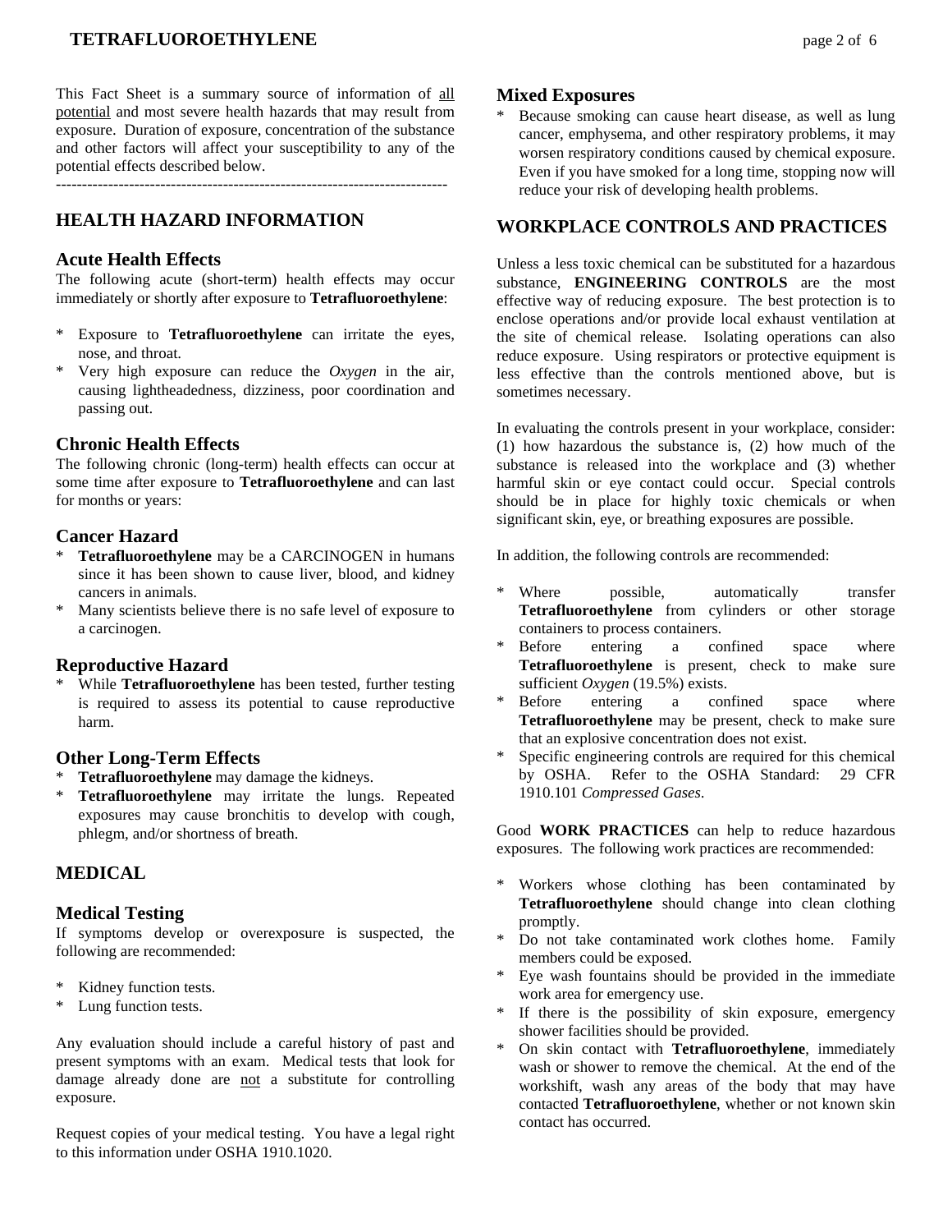This Fact Sheet is a summary source of information of all potential and most severe health hazards that may result from exposure. Duration of exposure, concentration of the substance and other factors will affect your susceptibility to any of the potential effects described below.

---------------------------------------------------------------------------

## HEALTH HAZARD INFORMATION

### Acute Health Effects

The following acute (short-term) health effects may occur immediately or shortly after exposure to **Tetrafluoroethylene**:

* Exposure to **Tetrafluoroethylene** can irritate the eyes, nose, and throat.
* Very high exposure can reduce the *Oxygen* in the air, causing lightheadedness, dizziness, poor coordination and passing out.

### Chronic Health Effects

The following chronic (long-term) health effects can occur at some time after exposure to **Tetrafluoroethylene** and can last for months or years:

### Cancer Hazard

* **Tetrafluoroethylene** may be a CARCINOGEN in humans since it has been shown to cause liver, blood, and kidney cancers in animals.
* Many scientists believe there is no safe level of exposure to a carcinogen.

### Reproductive Hazard

* While **Tetrafluoroethylene** has been tested, further testing is required to assess its potential to cause reproductive harm.

### Other Long-Term Effects

* **Tetrafluoroethylene** may damage the kidneys.
* **Tetrafluoroethylene** may irritate the lungs. Repeated exposures may cause bronchitis to develop with cough, phlegm, and/or shortness of breath.

## MEDICAL

### Medical Testing

If symptoms develop or overexposure is suspected, the following are recommended:

* Kidney function tests.
* Lung function tests.

Any evaluation should include a careful history of past and present symptoms with an exam. Medical tests that look for damage already done are not a substitute for controlling exposure.

Request copies of your medical testing. You have a legal right to this information under OSHA 1910.1020.

### Mixed Exposures

* Because smoking can cause heart disease, as well as lung cancer, emphysema, and other respiratory problems, it may worsen respiratory conditions caused by chemical exposure. Even if you have smoked for a long time, stopping now will reduce your risk of developing health problems.

## WORKPLACE CONTROLS AND PRACTICES

Unless a less toxic chemical can be substituted for a hazardous substance, **ENGINEERING CONTROLS** are the most effective way of reducing exposure. The best protection is to enclose operations and/or provide local exhaust ventilation at the site of chemical release. Isolating operations can also reduce exposure. Using respirators or protective equipment is less effective than the controls mentioned above, but is sometimes necessary.

In evaluating the controls present in your workplace, consider: (1) how hazardous the substance is, (2) how much of the substance is released into the workplace and (3) whether harmful skin or eye contact could occur. Special controls should be in place for highly toxic chemicals or when significant skin, eye, or breathing exposures are possible.

In addition, the following controls are recommended:

* Where possible, automatically transfer **Tetrafluoroethylene** from cylinders or other storage containers to process containers.
* Before entering a confined space where **Tetrafluoroethylene** is present, check to make sure sufficient *Oxygen* (19.5%) exists.
* Before entering a confined space where **Tetrafluoroethylene** may be present, check to make sure that an explosive concentration does not exist.
* Specific engineering controls are required for this chemical by OSHA. Refer to the OSHA Standard: 29 CFR 1910.101 *Compressed Gases*.

Good **WORK PRACTICES** can help to reduce hazardous exposures. The following work practices are recommended:

* Workers whose clothing has been contaminated by **Tetrafluoroethylene** should change into clean clothing promptly.
* Do not take contaminated work clothes home. Family members could be exposed.
* Eye wash fountains should be provided in the immediate work area for emergency use.
* If there is the possibility of skin exposure, emergency shower facilities should be provided.
* On skin contact with **Tetrafluoroethylene**, immediately wash or shower to remove the chemical. At the end of the workshift, wash any areas of the body that may have contacted **Tetrafluoroethylene**, whether or not known skin contact has occurred.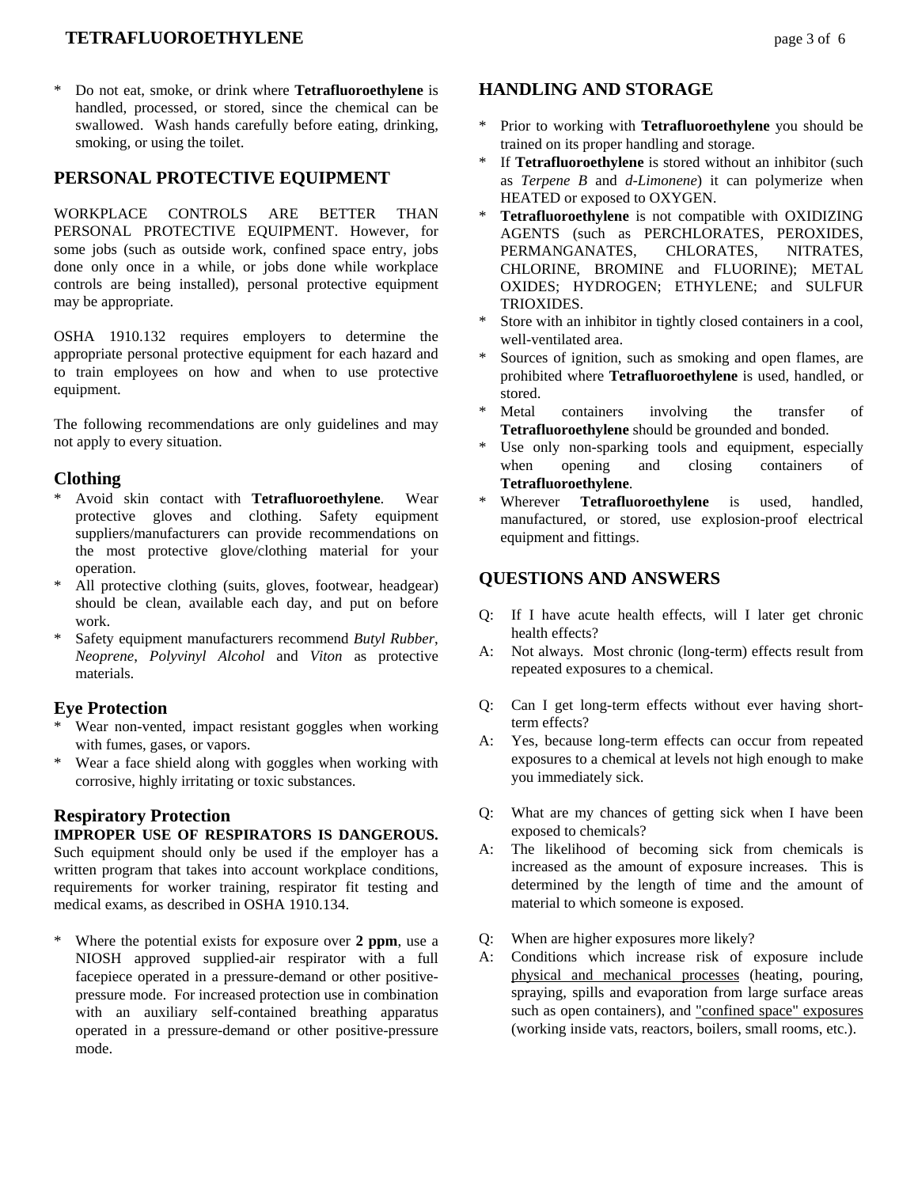* Do not eat, smoke, or drink where **Tetrafluoroethylene** is handled, processed, or stored, since the chemical can be swallowed. Wash hands carefully before eating, drinking, smoking, or using the toilet.

## PERSONAL PROTECTIVE EQUIPMENT

WORKPLACE CONTROLS ARE BETTER THAN PERSONAL PROTECTIVE EQUIPMENT. However, for some jobs (such as outside work, confined space entry, jobs done only once in a while, or jobs done while workplace controls are being installed), personal protective equipment may be appropriate.

OSHA 1910.132 requires employers to determine the appropriate personal protective equipment for each hazard and to train employees on how and when to use protective equipment.

The following recommendations are only guidelines and may not apply to every situation.

### Clothing

* Avoid skin contact with **Tetrafluoroethylene**. Wear protective gloves and clothing. Safety equipment suppliers/manufacturers can provide recommendations on the most protective glove/clothing material for your operation.
* All protective clothing (suits, gloves, footwear, headgear) should be clean, available each day, and put on before work.
* Safety equipment manufacturers recommend *Butyl Rubber*, *Neoprene*, *Polyvinyl Alcohol* and *Viton* as protective materials.

### Eye Protection

* Wear non-vented, impact resistant goggles when working with fumes, gases, or vapors.
* Wear a face shield along with goggles when working with corrosive, highly irritating or toxic substances.

### Respiratory Protection

**IMPROPER USE OF RESPIRATORS IS DANGEROUS.** Such equipment should only be used if the employer has a written program that takes into account workplace conditions, requirements for worker training, respirator fit testing and medical exams, as described in OSHA 1910.134.

* Where the potential exists for exposure over **2 ppm**, use a NIOSH approved supplied-air respirator with a full facepiece operated in a pressure-demand or other positive-pressure mode. For increased protection use in combination with an auxiliary self-contained breathing apparatus operated in a pressure-demand or other positive-pressure mode.

## HANDLING AND STORAGE

* Prior to working with **Tetrafluoroethylene** you should be trained on its proper handling and storage.
* If **Tetrafluoroethylene** is stored without an inhibitor (such as *Terpene B* and *d-Limonene*) it can polymerize when HEATED or exposed to OXYGEN.
* **Tetrafluoroethylene** is not compatible with OXIDIZING AGENTS (such as PERCHLORATES, PEROXIDES, PERMANGANATES, CHLORATES, NITRATES, CHLORINE, BROMINE and FLUORINE); METAL OXIDES; HYDROGEN; ETHYLENE; and SULFUR TRIOXIDES.
* Store with an inhibitor in tightly closed containers in a cool, well-ventilated area.
* Sources of ignition, such as smoking and open flames, are prohibited where **Tetrafluoroethylene** is used, handled, or stored.
* Metal containers involving the transfer of **Tetrafluoroethylene** should be grounded and bonded.
* Use only non-sparking tools and equipment, especially when opening and closing containers of **Tetrafluoroethylene**.
* Wherever **Tetrafluoroethylene** is used, handled, manufactured, or stored, use explosion-proof electrical equipment and fittings.

## QUESTIONS AND ANSWERS

Q: If I have acute health effects, will I later get chronic health effects?
A: Not always. Most chronic (long-term) effects result from repeated exposures to a chemical.

Q: Can I get long-term effects without ever having short-term effects?
A: Yes, because long-term effects can occur from repeated exposures to a chemical at levels not high enough to make you immediately sick.

Q: What are my chances of getting sick when I have been exposed to chemicals?
A: The likelihood of becoming sick from chemicals is increased as the amount of exposure increases. This is determined by the length of time and the amount of material to which someone is exposed.

Q: When are higher exposures more likely?
A: Conditions which increase risk of exposure include physical and mechanical processes (heating, pouring, spraying, spills and evaporation from large surface areas such as open containers), and "confined space" exposures (working inside vats, reactors, boilers, small rooms, etc.).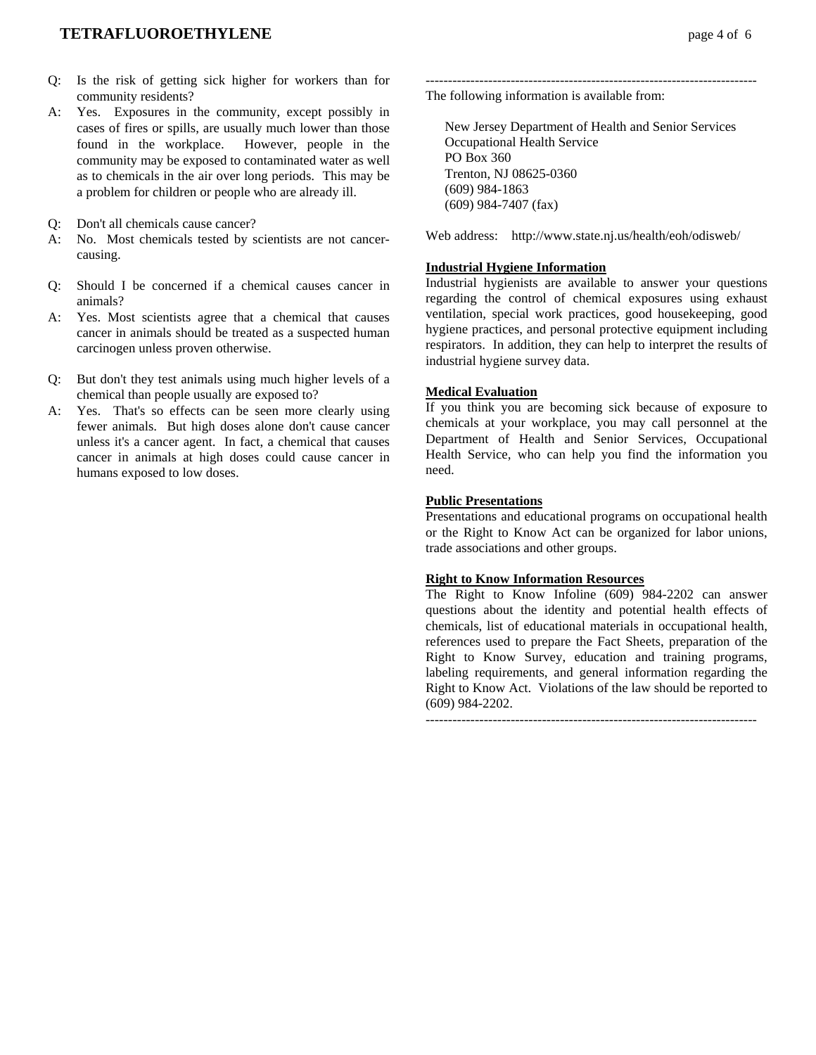Q: Is the risk of getting sick higher for workers than for community residents?

A: Yes. Exposures in the community, except possibly in cases of fires or spills, are usually much lower than those found in the workplace. However, people in the community may be exposed to contaminated water as well as to chemicals in the air over long periods. This may be a problem for children or people who are already ill.

Q: Don't all chemicals cause cancer?

A: No. Most chemicals tested by scientists are not cancer-causing.

Q: Should I be concerned if a chemical causes cancer in animals?

A: Yes. Most scientists agree that a chemical that causes cancer in animals should be treated as a suspected human carcinogen unless proven otherwise.

Q: But don't they test animals using much higher levels of a chemical than people usually are exposed to?

A: Yes. That's so effects can be seen more clearly using fewer animals. But high doses alone don't cause cancer unless it's a cancer agent. In fact, a chemical that causes cancer in animals at high doses could cause cancer in humans exposed to low doses.

---

The following information is available from:

New Jersey Department of Health and Senior Services
Occupational Health Service
PO Box 360
Trenton, NJ 08625-0360
(609) 984-1863
(609) 984-7407 (fax)

Web address: http://www.state.nj.us/health/eoh/odisweb/

**Industrial Hygiene Information**

Industrial hygienists are available to answer your questions regarding the control of chemical exposures using exhaust ventilation, special work practices, good housekeeping, good hygiene practices, and personal protective equipment including respirators. In addition, they can help to interpret the results of industrial hygiene survey data.

**Medical Evaluation**

If you think you are becoming sick because of exposure to chemicals at your workplace, you may call personnel at the Department of Health and Senior Services, Occupational Health Service, who can help you find the information you need.

**Public Presentations**

Presentations and educational programs on occupational health or the Right to Know Act can be organized for labor unions, trade associations and other groups.

**Right to Know Information Resources**

The Right to Know Infoline (609) 984-2202 can answer questions about the identity and potential health effects of chemicals, list of educational materials in occupational health, references used to prepare the Fact Sheets, preparation of the Right to Know Survey, education and training programs, labeling requirements, and general information regarding the Right to Know Act. Violations of the law should be reported to (609) 984-2202.

---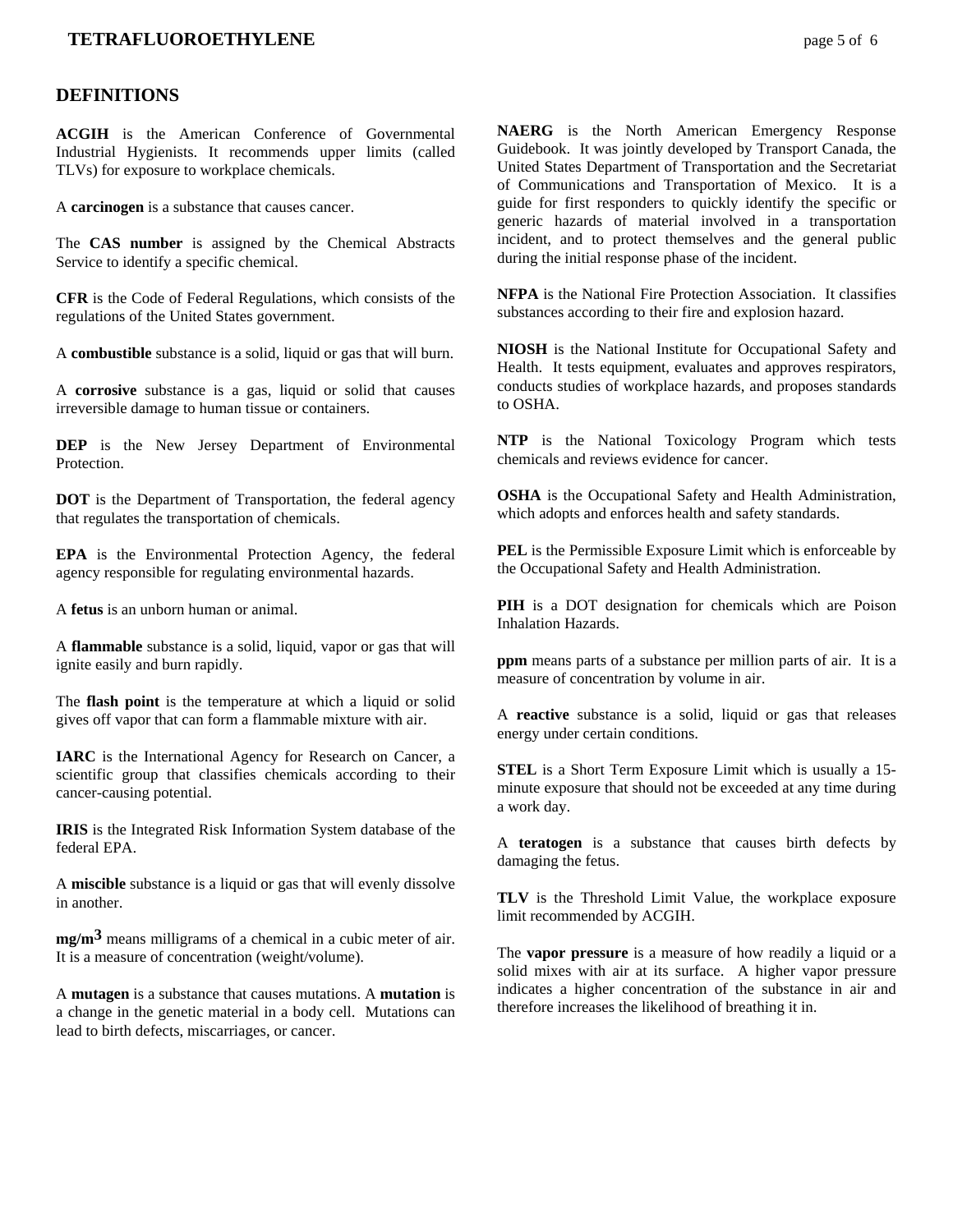## DEFINITIONS

**ACGIH** is the American Conference of Governmental Industrial Hygienists. It recommends upper limits (called TLVs) for exposure to workplace chemicals.

A **carcinogen** is a substance that causes cancer.

The **CAS number** is assigned by the Chemical Abstracts Service to identify a specific chemical.

**CFR** is the Code of Federal Regulations, which consists of the regulations of the United States government.

A **combustible** substance is a solid, liquid or gas that will burn.

A **corrosive** substance is a gas, liquid or solid that causes irreversible damage to human tissue or containers.

**DEP** is the New Jersey Department of Environmental Protection.

**DOT** is the Department of Transportation, the federal agency that regulates the transportation of chemicals.

**EPA** is the Environmental Protection Agency, the federal agency responsible for regulating environmental hazards.

A **fetus** is an unborn human or animal.

A **flammable** substance is a solid, liquid, vapor or gas that will ignite easily and burn rapidly.

The **flash point** is the temperature at which a liquid or solid gives off vapor that can form a flammable mixture with air.

**IARC** is the International Agency for Research on Cancer, a scientific group that classifies chemicals according to their cancer-causing potential.

**IRIS** is the Integrated Risk Information System database of the federal EPA.

A **miscible** substance is a liquid or gas that will evenly dissolve in another.

**$mg/m^3$** means milligrams of a chemical in a cubic meter of air. It is a measure of concentration (weight/volume).

A **mutagen** is a substance that causes mutations. A **mutation** is a change in the genetic material in a body cell. Mutations can lead to birth defects, miscarriages, or cancer.

**NAERG** is the North American Emergency Response Guidebook. It was jointly developed by Transport Canada, the United States Department of Transportation and the Secretariat of Communications and Transportation of Mexico. It is a guide for first responders to quickly identify the specific or generic hazards of material involved in a transportation incident, and to protect themselves and the general public during the initial response phase of the incident.

**NFPA** is the National Fire Protection Association. It classifies substances according to their fire and explosion hazard.

**NIOSH** is the National Institute for Occupational Safety and Health. It tests equipment, evaluates and approves respirators, conducts studies of workplace hazards, and proposes standards to OSHA.

**NTP** is the National Toxicology Program which tests chemicals and reviews evidence for cancer.

**OSHA** is the Occupational Safety and Health Administration, which adopts and enforces health and safety standards.

**PEL** is the Permissible Exposure Limit which is enforceable by the Occupational Safety and Health Administration.

**PIH** is a DOT designation for chemicals which are Poison Inhalation Hazards.

**ppm** means parts of a substance per million parts of air. It is a measure of concentration by volume in air.

A **reactive** substance is a solid, liquid or gas that releases energy under certain conditions.

**STEL** is a Short Term Exposure Limit which is usually a 15-minute exposure that should not be exceeded at any time during a work day.

A **teratogen** is a substance that causes birth defects by damaging the fetus.

**TLV** is the Threshold Limit Value, the workplace exposure limit recommended by ACGIH.

The **vapor pressure** is a measure of how readily a liquid or a solid mixes with air at its surface. A higher vapor pressure indicates a higher concentration of the substance in air and therefore increases the likelihood of breathing it in.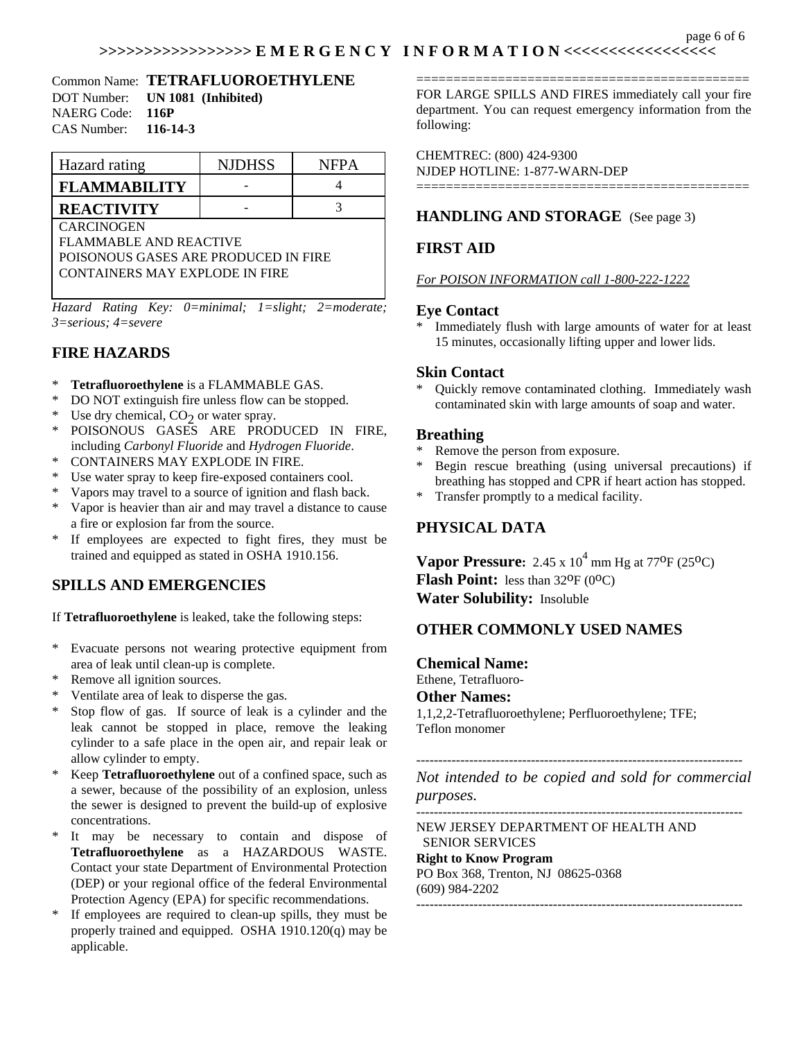>>>>>>>>>>>>>>>>> **E M E R G E N C Y   I N F O R M A T I O N** <<<<<<<<<<<<<<<<<

Common Name: **TETRAFLUOROETHYLENE**
DOT Number: **UN 1081 (Inhibited)**
NAERG Code: **116P**
CAS Number: **116-14-3**

| Hazard rating | NJDHSS | NFPA |
|---|---|---|
| **FLAMMABILITY** | - | 4 |
| **REACTIVITY** | - | 3 |
| CARCINOGEN<br>FLAMMABLE AND REACTIVE<br>POISONOUS GASES ARE PRODUCED IN FIRE<br>CONTAINERS MAY EXPLODE IN FIRE | | |

*Hazard Rating Key: 0=minimal; 1=slight; 2=moderate; 3=serious; 4=severe*

## FIRE HAZARDS

* **Tetrafluoroethylene** is a FLAMMABLE GAS.
* DO NOT extinguish fire unless flow can be stopped.
* Use dry chemical, $CO_2$ or water spray.
* POISONOUS GASES ARE PRODUCED IN FIRE, including *Carbonyl Fluoride* and *Hydrogen Fluoride*.
* CONTAINERS MAY EXPLODE IN FIRE.
* Use water spray to keep fire-exposed containers cool.
* Vapors may travel to a source of ignition and flash back.
* Vapor is heavier than air and may travel a distance to cause a fire or explosion far from the source.
* If employees are expected to fight fires, they must be trained and equipped as stated in OSHA 1910.156.

## SPILLS AND EMERGENCIES

If **Tetrafluoroethylene** is leaked, take the following steps:

* Evacuate persons not wearing protective equipment from area of leak until clean-up is complete.
* Remove all ignition sources.
* Ventilate area of leak to disperse the gas.
* Stop flow of gas. If source of leak is a cylinder and the leak cannot be stopped in place, remove the leaking cylinder to a safe place in the open air, and repair leak or allow cylinder to empty.
* Keep **Tetrafluoroethylene** out of a confined space, such as a sewer, because of the possibility of an explosion, unless the sewer is designed to prevent the build-up of explosive concentrations.
* It may be necessary to contain and dispose of **Tetrafluoroethylene** as a HAZARDOUS WASTE. Contact your state Department of Environmental Protection (DEP) or your regional office of the federal Environmental Protection Agency (EPA) for specific recommendations.
* If employees are required to clean-up spills, they must be properly trained and equipped. OSHA 1910.120(q) may be applicable.

============================================

FOR LARGE SPILLS AND FIRES immediately call your fire department. You can request emergency information from the following:

CHEMTREC: (800) 424-9300
NJDEP HOTLINE: 1-877-WARN-DEP

============================================

## HANDLING AND STORAGE (See page 3)

## FIRST AID

*For POISON INFORMATION call 1-800-222-1222*

### Eye Contact

* Immediately flush with large amounts of water for at least 15 minutes, occasionally lifting upper and lower lids.

### Skin Contact

* Quickly remove contaminated clothing. Immediately wash contaminated skin with large amounts of soap and water.

### Breathing

* Remove the person from exposure.
* Begin rescue breathing (using universal precautions) if breathing has stopped and CPR if heart action has stopped.
* Transfer promptly to a medical facility.

## PHYSICAL DATA

**Vapor Pressure:** $2.45 \times 10^4$ mm Hg at $77^oF$ ($25^oC$)
**Flash Point:** less than $32^oF$ ($0^oC$)
**Water Solubility:** Insoluble

## OTHER COMMONLY USED NAMES

**Chemical Name:**
Ethene, Tetrafluoro-
**Other Names:**
1,1,2,2-Tetrafluoroethylene; Perfluoroethylene; TFE; Teflon monomer

---

*Not intended to be copied and sold for commercial purposes.*

---

NEW JERSEY DEPARTMENT OF HEALTH AND SENIOR SERVICES
**Right to Know Program**
PO Box 368, Trenton, NJ 08625-0368
(609) 984-2202

---